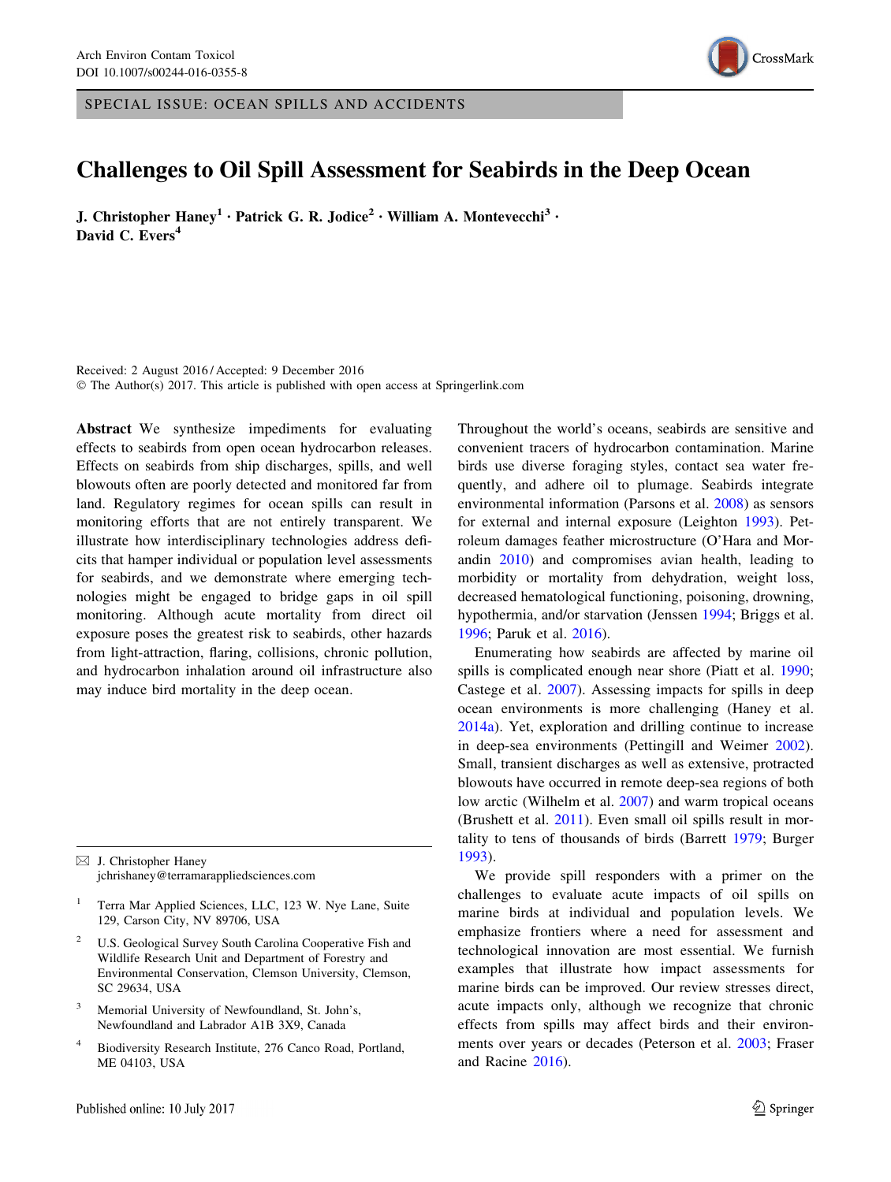SPECIAL ISSUE: OCEAN SPILLS AND ACCIDENTS

# Challenges to Oil Spill Assessment for Seabirds in the Deep Ocean

**J. Christopher Haney[1] · Patrick G. R. Jodice[2] · William A. Montevecchi[3] · David C. Evers[4]**

Received: 2 August 2016 / Accepted: 9 December 2016
© The Author(s) 2017. This article is published with open access at Springerlink.com

**Abstract** We synthesize impediments for evaluating effects to seabirds from open ocean hydrocarbon releases. Effects on seabirds from ship discharges, spills, and well blowouts often are poorly detected and monitored far from land. Regulatory regimes for ocean spills can result in monitoring efforts that are not entirely transparent. We illustrate how interdisciplinary technologies address deficits that hamper individual or population level assessments for seabirds, and we demonstrate where emerging technologies might be engaged to bridge gaps in oil spill monitoring. Although acute mortality from direct oil exposure poses the greatest risk to seabirds, other hazards from light-attraction, flaring, collisions, chronic pollution, and hydrocarbon inhalation around oil infrastructure also may induce bird mortality in the deep ocean.

Throughout the world's oceans, seabirds are sensitive and convenient tracers of hydrocarbon contamination. Marine birds use diverse foraging styles, contact sea water frequently, and adhere oil to plumage. Seabirds integrate environmental information (Parsons et al. 2008) as sensors for external and internal exposure (Leighton 1993). Petroleum damages feather microstructure (O'Hara and Morandin 2010) and compromises avian health, leading to morbidity or mortality from dehydration, weight loss, decreased hematological functioning, poisoning, drowning, hypothermia, and/or starvation (Jenssen 1994; Briggs et al. 1996; Paruk et al. 2016).

Enumerating how seabirds are affected by marine oil spills is complicated enough near shore (Piatt et al. 1990; Castege et al. 2007). Assessing impacts for spills in deep ocean environments is more challenging (Haney et al. 2014a). Yet, exploration and drilling continue to increase in deep-sea environments (Pettingill and Weimer 2002). Small, transient discharges as well as extensive, protracted blowouts have occurred in remote deep-sea regions of both low arctic (Wilhelm et al. 2007) and warm tropical oceans (Brushett et al. 2011). Even small oil spills result in mortality to tens of thousands of birds (Barrett 1979; Burger 1993).

We provide spill responders with a primer on the challenges to evaluate acute impacts of oil spills on marine birds at individual and population levels. We emphasize frontiers where a need for assessment and technological innovation are most essential. We furnish examples that illustrate how impact assessments for marine birds can be improved. Our review stresses direct, acute impacts only, although we recognize that chronic effects from spills may affect birds and their environments over years or decades (Peterson et al. 2003; Fraser and Racine 2016).

---

✉ J. Christopher Haney
jchrishaney@terramarappliedsciences.com

[1] Terra Mar Applied Sciences, LLC, 123 W. Nye Lane, Suite 129, Carson City, NV 89706, USA

[2] U.S. Geological Survey South Carolina Cooperative Fish and Wildlife Research Unit and Department of Forestry and Environmental Conservation, Clemson University, Clemson, SC 29634, USA

[3] Memorial University of Newfoundland, St. John's, Newfoundland and Labrador A1B 3X9, Canada

[4] Biodiversity Research Institute, 276 Canco Road, Portland, ME 04103, USA

Published online: 10 July 2017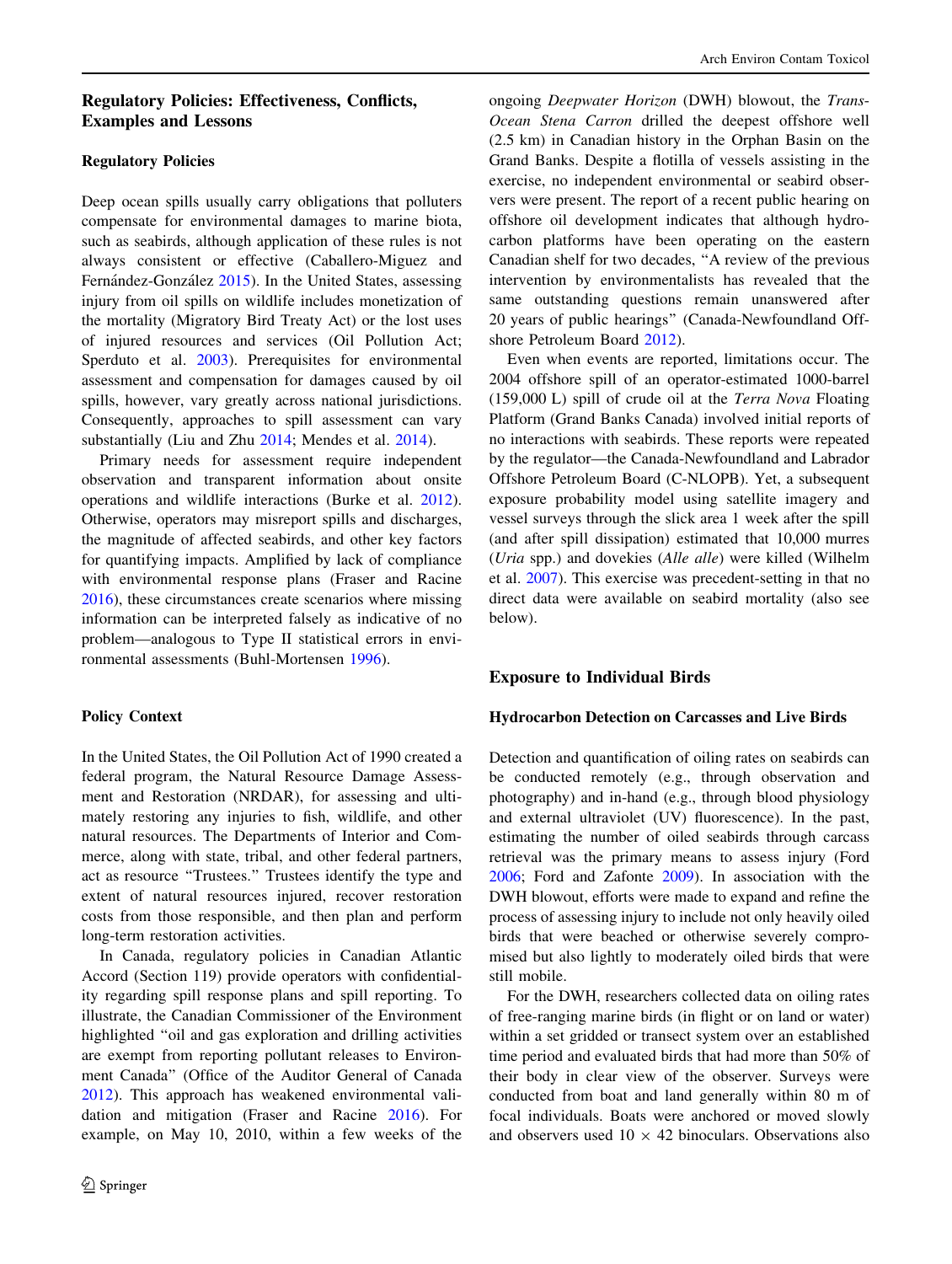## Regulatory Policies: Effectiveness, Conflicts, Examples and Lessons

### Regulatory Policies

Deep ocean spills usually carry obligations that polluters compensate for environmental damages to marine biota, such as seabirds, although application of these rules is not always consistent or effective (Caballero-Miguez and Fernández-González 2015). In the United States, assessing injury from oil spills on wildlife includes monetization of the mortality (Migratory Bird Treaty Act) or the lost uses of injured resources and services (Oil Pollution Act; Sperduto et al. 2003). Prerequisites for environmental assessment and compensation for damages caused by oil spills, however, vary greatly across national jurisdictions. Consequently, approaches to spill assessment can vary substantially (Liu and Zhu 2014; Mendes et al. 2014).

Primary needs for assessment require independent observation and transparent information about onsite operations and wildlife interactions (Burke et al. 2012). Otherwise, operators may misreport spills and discharges, the magnitude of affected seabirds, and other key factors for quantifying impacts. Amplified by lack of compliance with environmental response plans (Fraser and Racine 2016), these circumstances create scenarios where missing information can be interpreted falsely as indicative of no problem—analogous to Type II statistical errors in environmental assessments (Buhl-Mortensen 1996).

### Policy Context

In the United States, the Oil Pollution Act of 1990 created a federal program, the Natural Resource Damage Assessment and Restoration (NRDAR), for assessing and ultimately restoring any injuries to fish, wildlife, and other natural resources. The Departments of Interior and Commerce, along with state, tribal, and other federal partners, act as resource "Trustees." Trustees identify the type and extent of natural resources injured, recover restoration costs from those responsible, and then plan and perform long-term restoration activities.

In Canada, regulatory policies in Canadian Atlantic Accord (Section 119) provide operators with confidentiality regarding spill response plans and spill reporting. To illustrate, the Canadian Commissioner of the Environment highlighted "oil and gas exploration and drilling activities are exempt from reporting pollutant releases to Environment Canada" (Office of the Auditor General of Canada 2012). This approach has weakened environmental validation and mitigation (Fraser and Racine 2016). For example, on May 10, 2010, within a few weeks of the ongoing *Deepwater Horizon* (DWH) blowout, the *Trans-Ocean Stena Carron* drilled the deepest offshore well (2.5 km) in Canadian history in the Orphan Basin on the Grand Banks. Despite a flotilla of vessels assisting in the exercise, no independent environmental or seabird observers were present. The report of a recent public hearing on offshore oil development indicates that although hydrocarbon platforms have been operating on the eastern Canadian shelf for two decades, "A review of the previous intervention by environmentalists has revealed that the same outstanding questions remain unanswered after 20 years of public hearings" (Canada-Newfoundland Offshore Petroleum Board 2012).

Even when events are reported, limitations occur. The 2004 offshore spill of an operator-estimated 1000-barrel (159,000 L) spill of crude oil at the *Terra Nova* Floating Platform (Grand Banks Canada) involved initial reports of no interactions with seabirds. These reports were repeated by the regulator—the Canada-Newfoundland and Labrador Offshore Petroleum Board (C-NLOPB). Yet, a subsequent exposure probability model using satellite imagery and vessel surveys through the slick area 1 week after the spill (and after spill dissipation) estimated that 10,000 murres (*Uria* spp.) and dovekies (*Alle alle*) were killed (Wilhelm et al. 2007). This exercise was precedent-setting in that no direct data were available on seabird mortality (also see below).

## Exposure to Individual Birds

### Hydrocarbon Detection on Carcasses and Live Birds

Detection and quantification of oiling rates on seabirds can be conducted remotely (e.g., through observation and photography) and in-hand (e.g., through blood physiology and external ultraviolet (UV) fluorescence). In the past, estimating the number of oiled seabirds through carcass retrieval was the primary means to assess injury (Ford 2006; Ford and Zafonte 2009). In association with the DWH blowout, efforts were made to expand and refine the process of assessing injury to include not only heavily oiled birds that were beached or otherwise severely compromised but also lightly to moderately oiled birds that were still mobile.

For the DWH, researchers collected data on oiling rates of free-ranging marine birds (in flight or on land or water) within a set gridded or transect system over an established time period and evaluated birds that had more than 50% of their body in clear view of the observer. Surveys were conducted from boat and land generally within 80 m of focal individuals. Boats were anchored or moved slowly and observers used 10 × 42 binoculars. Observations also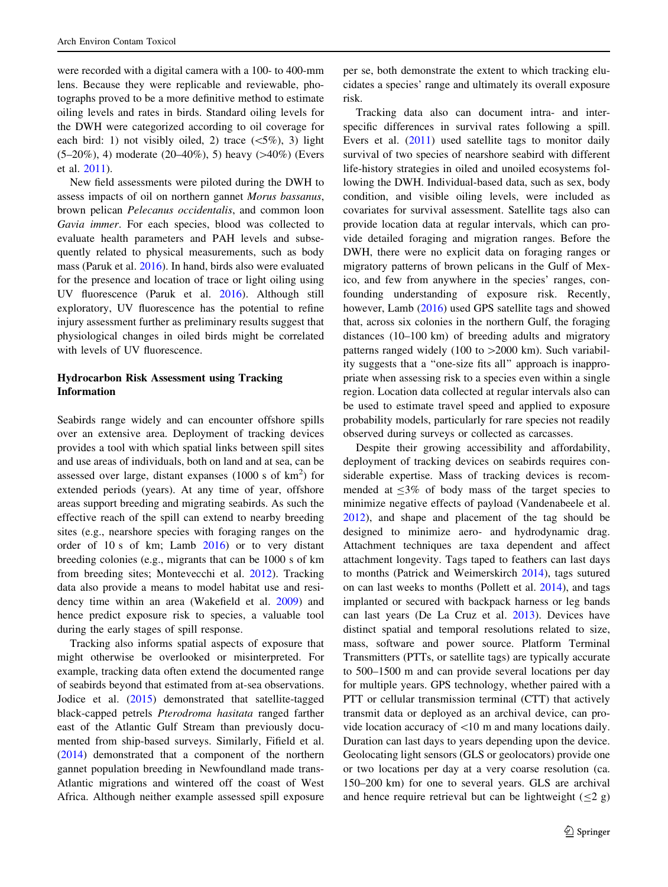were recorded with a digital camera with a 100- to 400-mm lens. Because they were replicable and reviewable, photographs proved to be a more definitive method to estimate oiling levels and rates in birds. Standard oiling levels for the DWH were categorized according to oil coverage for each bird: 1) not visibly oiled, 2) trace (<5%), 3) light (5–20%), 4) moderate (20–40%), 5) heavy (>40%) (Evers et al. 2011).

New field assessments were piloted during the DWH to assess impacts of oil on northern gannet *Morus bassanus*, brown pelican *Pelecanus occidentalis*, and common loon *Gavia immer*. For each species, blood was collected to evaluate health parameters and PAH levels and subsequently related to physical measurements, such as body mass (Paruk et al. 2016). In hand, birds also were evaluated for the presence and location of trace or light oiling using UV fluorescence (Paruk et al. 2016). Although still exploratory, UV fluorescence has the potential to refine injury assessment further as preliminary results suggest that physiological changes in oiled birds might be correlated with levels of UV fluorescence.

## Hydrocarbon Risk Assessment using Tracking Information

Seabirds range widely and can encounter offshore spills over an extensive area. Deployment of tracking devices provides a tool with which spatial links between spill sites and use areas of individuals, both on land and at sea, can be assessed over large, distant expanses (1000 s of $km^2$) for extended periods (years). At any time of year, offshore areas support breeding and migrating seabirds. As such the effective reach of the spill can extend to nearby breeding sites (e.g., nearshore species with foraging ranges on the order of 10 s of km; Lamb 2016) or to very distant breeding colonies (e.g., migrants that can be 1000 s of km from breeding sites; Montevecchi et al. 2012). Tracking data also provide a means to model habitat use and residency time within an area (Wakefield et al. 2009) and hence predict exposure risk to species, a valuable tool during the early stages of spill response.

Tracking also informs spatial aspects of exposure that might otherwise be overlooked or misinterpreted. For example, tracking data often extend the documented range of seabirds beyond that estimated from at-sea observations. Jodice et al. (2015) demonstrated that satellite-tagged black-capped petrels *Pterodroma hasitata* ranged farther east of the Atlantic Gulf Stream than previously documented from ship-based surveys. Similarly, Fifield et al. (2014) demonstrated that a component of the northern gannet population breeding in Newfoundland made trans-Atlantic migrations and wintered off the coast of West Africa. Although neither example assessed spill exposure per se, both demonstrate the extent to which tracking elucidates a species' range and ultimately its overall exposure risk.

Tracking data also can document intra- and interspecific differences in survival rates following a spill. Evers et al. (2011) used satellite tags to monitor daily survival of two species of nearshore seabird with different life-history strategies in oiled and unoiled ecosystems following the DWH. Individual-based data, such as sex, body condition, and visible oiling levels, were included as covariates for survival assessment. Satellite tags also can provide location data at regular intervals, which can provide detailed foraging and migration ranges. Before the DWH, there were no explicit data on foraging ranges or migratory patterns of brown pelicans in the Gulf of Mexico, and few from anywhere in the species' ranges, confounding understanding of exposure risk. Recently, however, Lamb (2016) used GPS satellite tags and showed that, across six colonies in the northern Gulf, the foraging distances (10–100 km) of breeding adults and migratory patterns ranged widely (100 to >2000 km). Such variability suggests that a "one-size fits all" approach is inappropriate when assessing risk to a species even within a single region. Location data collected at regular intervals also can be used to estimate travel speed and applied to exposure probability models, particularly for rare species not readily observed during surveys or collected as carcasses.

Despite their growing accessibility and affordability, deployment of tracking devices on seabirds requires considerable expertise. Mass of tracking devices is recommended at ≤3% of body mass of the target species to minimize negative effects of payload (Vandenabeele et al. 2012), and shape and placement of the tag should be designed to minimize aero- and hydrodynamic drag. Attachment techniques are taxa dependent and affect attachment longevity. Tags taped to feathers can last days to months (Patrick and Weimerskirch 2014), tags sutured on can last weeks to months (Pollett et al. 2014), and tags implanted or secured with backpack harness or leg bands can last years (De La Cruz et al. 2013). Devices have distinct spatial and temporal resolutions related to size, mass, software and power source. Platform Terminal Transmitters (PTTs, or satellite tags) are typically accurate to 500–1500 m and can provide several locations per day for multiple years. GPS technology, whether paired with a PTT or cellular transmission terminal (CTT) that actively transmit data or deployed as an archival device, can provide location accuracy of <10 m and many locations daily. Duration can last days to years depending upon the device. Geolocating light sensors (GLS or geolocators) provide one or two locations per day at a very coarse resolution (ca. 150–200 km) for one to several years. GLS are archival and hence require retrieval but can be lightweight (≤2 g)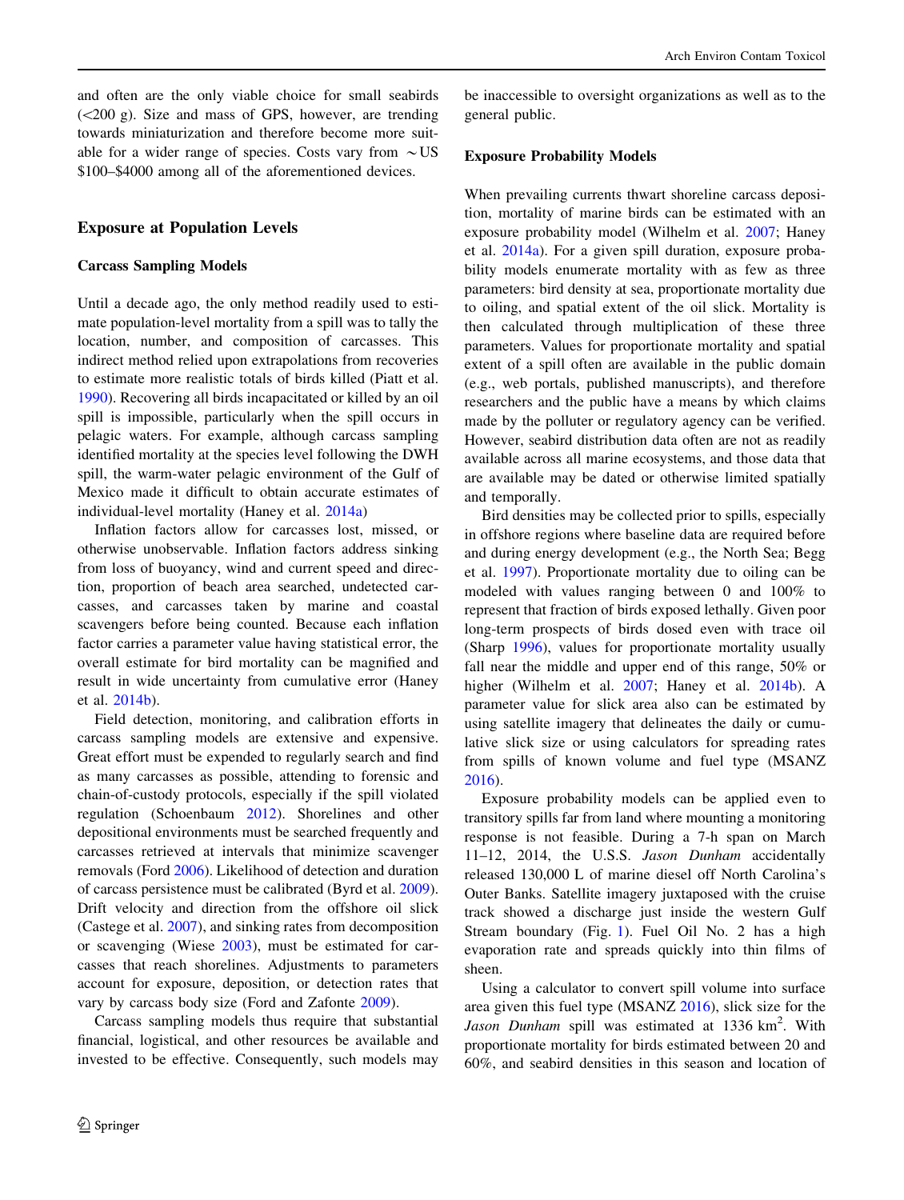and often are the only viable choice for small seabirds (<200 g). Size and mass of GPS, however, are trending towards miniaturization and therefore become more suitable for a wider range of species. Costs vary from ~US $100–$4000 among all of the aforementioned devices.

## Exposure at Population Levels

### Carcass Sampling Models

Until a decade ago, the only method readily used to estimate population-level mortality from a spill was to tally the location, number, and composition of carcasses. This indirect method relied upon extrapolations from recoveries to estimate more realistic totals of birds killed (Piatt et al. 1990). Recovering all birds incapacitated or killed by an oil spill is impossible, particularly when the spill occurs in pelagic waters. For example, although carcass sampling identified mortality at the species level following the DWH spill, the warm-water pelagic environment of the Gulf of Mexico made it difficult to obtain accurate estimates of individual-level mortality (Haney et al. 2014a)

Inflation factors allow for carcasses lost, missed, or otherwise unobservable. Inflation factors address sinking from loss of buoyancy, wind and current speed and direction, proportion of beach area searched, undetected carcasses, and carcasses taken by marine and coastal scavengers before being counted. Because each inflation factor carries a parameter value having statistical error, the overall estimate for bird mortality can be magnified and result in wide uncertainty from cumulative error (Haney et al. 2014b).

Field detection, monitoring, and calibration efforts in carcass sampling models are extensive and expensive. Great effort must be expended to regularly search and find as many carcasses as possible, attending to forensic and chain-of-custody protocols, especially if the spill violated regulation (Schoenbaum 2012). Shorelines and other depositional environments must be searched frequently and carcasses retrieved at intervals that minimize scavenger removals (Ford 2006). Likelihood of detection and duration of carcass persistence must be calibrated (Byrd et al. 2009). Drift velocity and direction from the offshore oil slick (Castege et al. 2007), and sinking rates from decomposition or scavenging (Wiese 2003), must be estimated for carcasses that reach shorelines. Adjustments to parameters account for exposure, deposition, or detection rates that vary by carcass body size (Ford and Zafonte 2009).

Carcass sampling models thus require that substantial financial, logistical, and other resources be available and invested to be effective. Consequently, such models may be inaccessible to oversight organizations as well as to the general public.

### Exposure Probability Models

When prevailing currents thwart shoreline carcass deposition, mortality of marine birds can be estimated with an exposure probability model (Wilhelm et al. 2007; Haney et al. 2014a). For a given spill duration, exposure probability models enumerate mortality with as few as three parameters: bird density at sea, proportionate mortality due to oiling, and spatial extent of the oil slick. Mortality is then calculated through multiplication of these three parameters. Values for proportionate mortality and spatial extent of a spill often are available in the public domain (e.g., web portals, published manuscripts), and therefore researchers and the public have a means by which claims made by the polluter or regulatory agency can be verified. However, seabird distribution data often are not as readily available across all marine ecosystems, and those data that are available may be dated or otherwise limited spatially and temporally.

Bird densities may be collected prior to spills, especially in offshore regions where baseline data are required before and during energy development (e.g., the North Sea; Begg et al. 1997). Proportionate mortality due to oiling can be modeled with values ranging between 0 and 100% to represent that fraction of birds exposed lethally. Given poor long-term prospects of birds dosed even with trace oil (Sharp 1996), values for proportionate mortality usually fall near the middle and upper end of this range, 50% or higher (Wilhelm et al. 2007; Haney et al. 2014b). A parameter value for slick area also can be estimated by using satellite imagery that delineates the daily or cumulative slick size or using calculators for spreading rates from spills of known volume and fuel type (MSANZ 2016).

Exposure probability models can be applied even to transitory spills far from land where mounting a monitoring response is not feasible. During a 7-h span on March 11–12, 2014, the U.S.S. *Jason Dunham* accidentally released 130,000 L of marine diesel off North Carolina's Outer Banks. Satellite imagery juxtaposed with the cruise track showed a discharge just inside the western Gulf Stream boundary (Fig. 1). Fuel Oil No. 2 has a high evaporation rate and spreads quickly into thin films of sheen.

Using a calculator to convert spill volume into surface area given this fuel type (MSANZ 2016), slick size for the *Jason Dunham* spill was estimated at 1336 km$^2$. With proportionate mortality for birds estimated between 20 and 60%, and seabird densities in this season and location of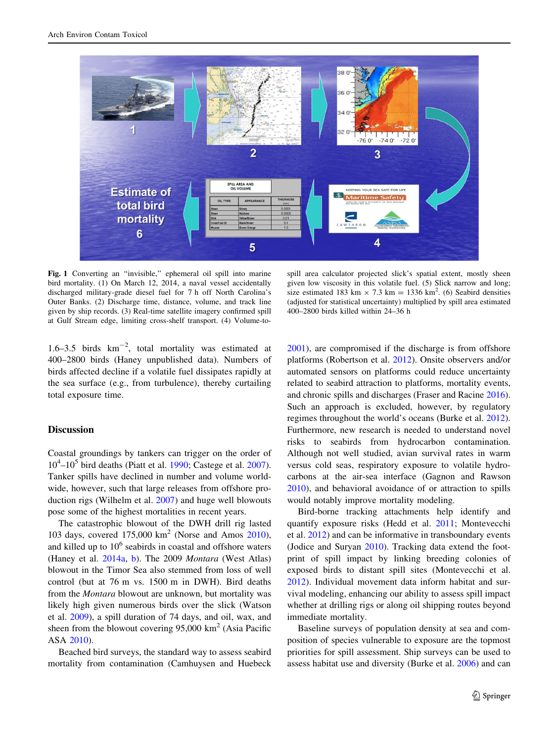Fig. 1 Converting an "invisible," ephemeral oil spill into marine bird mortality. (1) On March 12, 2014, a naval vessel accidentally discharged military-grade diesel fuel for 7 h off North Carolina's Outer Banks. (2) Discharge time, distance, volume, and track line given by ship records. (3) Real-time satellite imagery confirmed spill at Gulf Stream edge, limiting cross-shelf transport. (4) Volume-to-spill area calculator projected slick's spatial extent, mostly sheen given low viscosity in this volatile fuel. (5) Slick narrow and long; size estimated 183 km × 7.3 km = 1336 km$^2$. (6) Seabird densities (adjusted for statistical uncertainty) multiplied by spill area estimated 400–2800 birds killed within 24–36 h

1.6–3.5 birds km$^{-2}$, total mortality was estimated at 400–2800 birds (Haney unpublished data). Numbers of birds affected decline if a volatile fuel dissipates rapidly at the sea surface (e.g., from turbulence), thereby curtailing total exposure time.

## Discussion

Coastal groundings by tankers can trigger on the order of $10^4$–$10^5$ bird deaths (Piatt et al. 1990; Castege et al. 2007). Tanker spills have declined in number and volume worldwide, however, such that large releases from offshore production rigs (Wilhelm et al. 2007) and huge well blowouts pose some of the highest mortalities in recent years.

The catastrophic blowout of the DWH drill rig lasted 103 days, covered 175,000 km$^2$ (Norse and Amos 2010), and killed up to $10^6$ seabirds in coastal and offshore waters (Haney et al. 2014a, b). The 2009 *Montara* (West Atlas) blowout in the Timor Sea also stemmed from loss of well control (but at 76 m vs. 1500 m in DWH). Bird deaths from the *Montara* blowout are unknown, but mortality was likely high given numerous birds over the slick (Watson et al. 2009), a spill duration of 74 days, and oil, wax, and sheen from the blowout covering 95,000 km$^2$ (Asia Pacific ASA 2010).

Beached bird surveys, the standard way to assess seabird mortality from contamination (Camhuysen and Huebeck 2001), are compromised if the discharge is from offshore platforms (Robertson et al. 2012). Onsite observers and/or automated sensors on platforms could reduce uncertainty related to seabird attraction to platforms, mortality events, and chronic spills and discharges (Fraser and Racine 2016). Such an approach is excluded, however, by regulatory regimes throughout the world's oceans (Burke et al. 2012). Furthermore, new research is needed to understand novel risks to seabirds from hydrocarbon contamination. Although not well studied, avian survival rates in warm versus cold seas, respiratory exposure to volatile hydrocarbons at the air-sea interface (Gagnon and Rawson 2010), and behavioral avoidance of or attraction to spills would notably improve mortality modeling.

Bird-borne tracking attachments help identify and quantify exposure risks (Hedd et al. 2011; Montevecchi et al. 2012) and can be informative in transboundary events (Jodice and Suryan 2010). Tracking data extend the footprint of spill impact by linking breeding colonies of exposed birds to distant spill sites (Montevecchi et al. 2012). Individual movement data inform habitat and survival modeling, enhancing our ability to assess spill impact whether at drilling rigs or along oil shipping routes beyond immediate mortality.

Baseline surveys of population density at sea and composition of species vulnerable to exposure are the topmost priorities for spill assessment. Ship surveys can be used to assess habitat use and diversity (Burke et al. 2006) and can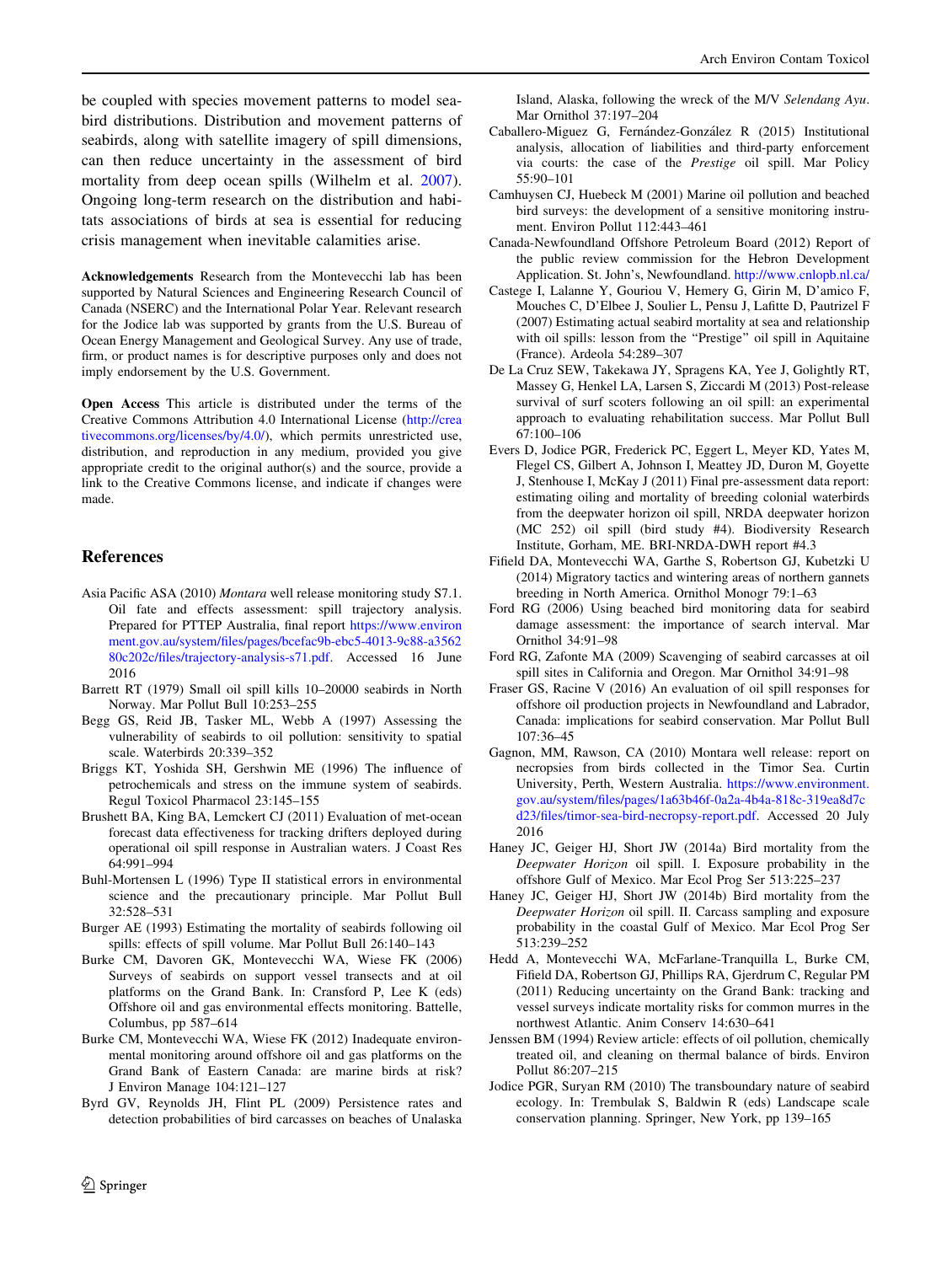be coupled with species movement patterns to model seabird distributions. Distribution and movement patterns of seabirds, along with satellite imagery of spill dimensions, can then reduce uncertainty in the assessment of bird mortality from deep ocean spills (Wilhelm et al. 2007). Ongoing long-term research on the distribution and habitats associations of birds at sea is essential for reducing crisis management when inevitable calamities arise.

**Acknowledgements** Research from the Montevecchi lab has been supported by Natural Sciences and Engineering Research Council of Canada (NSERC) and the International Polar Year. Relevant research for the Jodice lab was supported by grants from the U.S. Bureau of Ocean Energy Management and Geological Survey. Any use of trade, firm, or product names is for descriptive purposes only and does not imply endorsement by the U.S. Government.

**Open Access** This article is distributed under the terms of the Creative Commons Attribution 4.0 International License (http://creativecommons.org/licenses/by/4.0/), which permits unrestricted use, distribution, and reproduction in any medium, provided you give appropriate credit to the original author(s) and the source, provide a link to the Creative Commons license, and indicate if changes were made.

## References

Asia Pacific ASA (2010) *Montara* well release monitoring study S7.1. Oil fate and effects assessment: spill trajectory analysis. Prepared for PTTEP Australia, final report https://www.environment.gov.au/system/files/pages/bcefac9b-ebc5-4013-9c88-a356280c202c/files/trajectory-analysis-s71.pdf. Accessed 16 June 2016

Barrett RT (1979) Small oil spill kills 10–20000 seabirds in North Norway. Mar Pollut Bull 10:253–255

Begg GS, Reid JB, Tasker ML, Webb A (1997) Assessing the vulnerability of seabirds to oil pollution: sensitivity to spatial scale. Waterbirds 20:339–352

Briggs KT, Yoshida SH, Gershwin ME (1996) The influence of petrochemicals and stress on the immune system of seabirds. Regul Toxicol Pharmacol 23:145–155

Brushett BA, King BA, Lemckert CJ (2011) Evaluation of met-ocean forecast data effectiveness for tracking drifters deployed during operational oil spill response in Australian waters. J Coast Res 64:991–994

Buhl-Mortensen L (1996) Type II statistical errors in environmental science and the precautionary principle. Mar Pollut Bull 32:528–531

Burger AE (1993) Estimating the mortality of seabirds following oil spills: effects of spill volume. Mar Pollut Bull 26:140–143

Burke CM, Davoren GK, Montevecchi WA, Wiese FK (2006) Surveys of seabirds on support vessel transects and at oil platforms on the Grand Bank. In: Cransford P, Lee K (eds) Offshore oil and gas environmental effects monitoring. Battelle, Columbus, pp 587–614

Burke CM, Montevecchi WA, Wiese FK (2012) Inadequate environmental monitoring around offshore oil and gas platforms on the Grand Bank of Eastern Canada: are marine birds at risk? J Environ Manage 104:121–127

Byrd GV, Reynolds JH, Flint PL (2009) Persistence rates and detection probabilities of bird carcasses on beaches of Unalaska Island, Alaska, following the wreck of the M/V *Selendang Ayu*. Mar Ornithol 37:197–204

Caballero-Miguez G, Fernández-González R (2015) Institutional analysis, allocation of liabilities and third-party enforcement via courts: the case of the *Prestige* oil spill. Mar Policy 55:90–101

Camhuysen CJ, Huebeck M (2001) Marine oil pollution and beached bird surveys: the development of a sensitive monitoring instrument. Environ Pollut 112:443–461

Canada-Newfoundland Offshore Petroleum Board (2012) Report of the public review commission for the Hebron Development Application. St. John's, Newfoundland. http://www.cnlopb.nl.ca/

Castege I, Lalanne Y, Gouriou V, Hemery G, Girin M, D'amico F, Mouches C, D'Elbee J, Soulier L, Pensu J, Lafitte D, Pautrizel F (2007) Estimating actual seabird mortality at sea and relationship with oil spills: lesson from the "Prestige" oil spill in Aquitaine (France). Ardeola 54:289–307

De La Cruz SEW, Takekawa JY, Spragens KA, Yee J, Golightly RT, Massey G, Henkel LA, Larsen S, Ziccardi M (2013) Post-release survival of surf scoters following an oil spill: an experimental approach to evaluating rehabilitation success. Mar Pollut Bull 67:100–106

Evers D, Jodice PGR, Frederick PC, Eggert L, Meyer KD, Yates M, Flegel CS, Gilbert A, Johnson I, Meattey JD, Duron M, Goyette J, Stenhouse I, McKay J (2011) Final pre-assessment data report: estimating oiling and mortality of breeding colonial waterbirds from the deepwater horizon oil spill, NRDA deepwater horizon (MC 252) oil spill (bird study #4). Biodiversity Research Institute, Gorham, ME. BRI-NRDA-DWH report #4.3

Fifield DA, Montevecchi WA, Garthe S, Robertson GJ, Kubetzki U (2014) Migratory tactics and wintering areas of northern gannets breeding in North America. Ornithol Monogr 79:1–63

Ford RG (2006) Using beached bird monitoring data for seabird damage assessment: the importance of search interval. Mar Ornithol 34:91–98

Ford RG, Zafonte MA (2009) Scavenging of seabird carcasses at oil spill sites in California and Oregon. Mar Ornithol 34:91–98

Fraser GS, Racine V (2016) An evaluation of oil spill responses for offshore oil production projects in Newfoundland and Labrador, Canada: implications for seabird conservation. Mar Pollut Bull 107:36–45

Gagnon, MM, Rawson, CA (2010) Montara well release: report on necropsies from birds collected in the Timor Sea. Curtin University, Perth, Western Australia. https://www.environment.gov.au/system/files/pages/1a63b46f-0a2a-4b4a-818c-319ea8d7cd23/files/timor-sea-bird-necropsy-report.pdf. Accessed 20 July 2016

Haney JC, Geiger HJ, Short JW (2014a) Bird mortality from the *Deepwater Horizon* oil spill. I. Exposure probability in the offshore Gulf of Mexico. Mar Ecol Prog Ser 513:225–237

Haney JC, Geiger HJ, Short JW (2014b) Bird mortality from the *Deepwater Horizon* oil spill. II. Carcass sampling and exposure probability in the coastal Gulf of Mexico. Mar Ecol Prog Ser 513:239–252

Hedd A, Montevecchi WA, McFarlane-Tranquilla L, Burke CM, Fifield DA, Robertson GJ, Phillips RA, Gjerdrum C, Regular PM (2011) Reducing uncertainty on the Grand Bank: tracking and vessel surveys indicate mortality risks for common murres in the northwest Atlantic. Anim Conserv 14:630–641

Jenssen BM (1994) Review article: effects of oil pollution, chemically treated oil, and cleaning on thermal balance of birds. Environ Pollut 86:207–215

Jodice PGR, Suryan RM (2010) The transboundary nature of seabird ecology. In: Trembulak S, Baldwin R (eds) Landscape scale conservation planning. Springer, New York, pp 139–165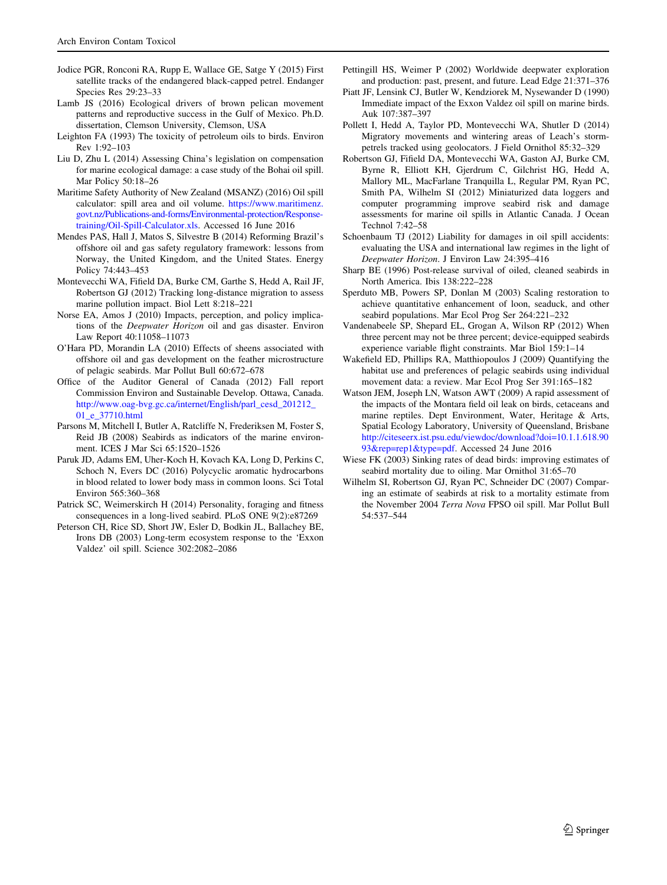Jodice PGR, Ronconi RA, Rupp E, Wallace GE, Satge Y (2015) First satellite tracks of the endangered black-capped petrel. Endanger Species Res 29:23–33

Lamb JS (2016) Ecological drivers of brown pelican movement patterns and reproductive success in the Gulf of Mexico. Ph.D. dissertation, Clemson University, Clemson, USA

Leighton FA (1993) The toxicity of petroleum oils to birds. Environ Rev 1:92–103

Liu D, Zhu L (2014) Assessing China's legislation on compensation for marine ecological damage: a case study of the Bohai oil spill. Mar Policy 50:18–26

Maritime Safety Authority of New Zealand (MSANZ) (2016) Oil spill calculator: spill area and oil volume. https://www.maritimenz.govt.nz/Publications-and-forms/Environmental-protection/Response-training/Oil-Spill-Calculator.xls. Accessed 16 June 2016

Mendes PAS, Hall J, Matos S, Silvestre B (2014) Reforming Brazil's offshore oil and gas safety regulatory framework: lessons from Norway, the United Kingdom, and the United States. Energy Policy 74:443–453

Montevecchi WA, Fifield DA, Burke CM, Garthe S, Hedd A, Rail JF, Robertson GJ (2012) Tracking long-distance migration to assess marine pollution impact. Biol Lett 8:218–221

Norse EA, Amos J (2010) Impacts, perception, and policy implications of the *Deepwater Horizon* oil and gas disaster. Environ Law Report 40:11058–11073

O'Hara PD, Morandin LA (2010) Effects of sheens associated with offshore oil and gas development on the feather microstructure of pelagic seabirds. Mar Pollut Bull 60:672–678

Office of the Auditor General of Canada (2012) Fall report Commission Environ and Sustainable Develop. Ottawa, Canada. http://www.oag-bvg.gc.ca/internet/English/parl_cesd_201212_01_e_37710.html

Parsons M, Mitchell I, Butler A, Ratcliffe N, Frederiksen M, Foster S, Reid JB (2008) Seabirds as indicators of the marine environment. ICES J Mar Sci 65:1520–1526

Paruk JD, Adams EM, Uher-Koch H, Kovach KA, Long D, Perkins C, Schoch N, Evers DC (2016) Polycyclic aromatic hydrocarbons in blood related to lower body mass in common loons. Sci Total Environ 565:360–368

Patrick SC, Weimerskirch H (2014) Personality, foraging and fitness consequences in a long-lived seabird. PLoS ONE 9(2):e87269

Peterson CH, Rice SD, Short JW, Esler D, Bodkin JL, Ballachey BE, Irons DB (2003) Long-term ecosystem response to the 'Exxon Valdez' oil spill. Science 302:2082–2086

Pettingill HS, Weimer P (2002) Worldwide deepwater exploration and production: past, present, and future. Lead Edge 21:371–376

Piatt JF, Lensink CJ, Butler W, Kendziorek M, Nysewander D (1990) Immediate impact of the Exxon Valdez oil spill on marine birds. Auk 107:387–397

Pollett I, Hedd A, Taylor PD, Montevecchi WA, Shutler D (2014) Migratory movements and wintering areas of Leach's storm-petrels tracked using geolocators. J Field Ornithol 85:32–329

Robertson GJ, Fifield DA, Montevecchi WA, Gaston AJ, Burke CM, Byrne R, Elliott KH, Gjerdrum C, Gilchrist HG, Hedd A, Mallory ML, MacFarlane Tranquilla L, Regular PM, Ryan PC, Smith PA, Wilhelm SI (2012) Miniaturized data loggers and computer programming improve seabird risk and damage assessments for marine oil spills in Atlantic Canada. J Ocean Technol 7:42–58

Schoenbaum TJ (2012) Liability for damages in oil spill accidents: evaluating the USA and international law regimes in the light of *Deepwater Horizon*. J Environ Law 24:395–416

Sharp BE (1996) Post-release survival of oiled, cleaned seabirds in North America. Ibis 138:222–228

Sperduto MB, Powers SP, Donlan M (2003) Scaling restoration to achieve quantitative enhancement of loon, seaduck, and other seabird populations. Mar Ecol Prog Ser 264:221–232

Vandenabeele SP, Shepard EL, Grogan A, Wilson RP (2012) When three percent may not be three percent; device-equipped seabirds experience variable flight constraints. Mar Biol 159:1–14

Wakefield ED, Phillips RA, Matthiopoulos J (2009) Quantifying the habitat use and preferences of pelagic seabirds using individual movement data: a review. Mar Ecol Prog Ser 391:165–182

Watson JEM, Joseph LN, Watson AWT (2009) A rapid assessment of the impacts of the Montara field oil leak on birds, cetaceans and marine reptiles. Dept Environment, Water, Heritage & Arts, Spatial Ecology Laboratory, University of Queensland, Brisbane http://citeseerx.ist.psu.edu/viewdoc/download?doi=10.1.1.618.9093&rep=rep1&type=pdf. Accessed 24 June 2016

Wiese FK (2003) Sinking rates of dead birds: improving estimates of seabird mortality due to oiling. Mar Ornithol 31:65–70

Wilhelm SI, Robertson GJ, Ryan PC, Schneider DC (2007) Comparing an estimate of seabirds at risk to a mortality estimate from the November 2004 *Terra Nova* FPSO oil spill. Mar Pollut Bull 54:537–544